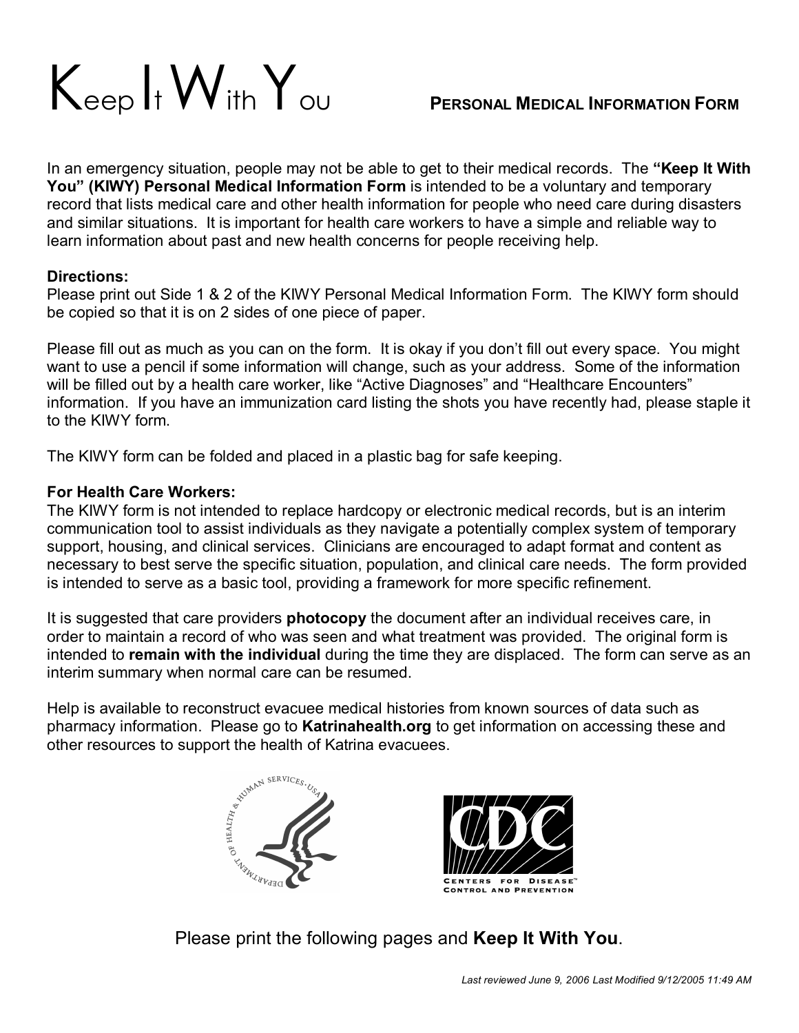# Keep It With You

## PERSONAL MEDICAL INFORMATION FORM

In an emergency situation, people may not be able to get to their medical records. The **"Keep It With You" (KIWY) Personal Medical Information Form** is intended to be a voluntary and temporary record that lists medical care and other health information for people who need care during disasters and similar situations. It is important for health care workers to have a simple and reliable way to learn information about past and new health concerns for people receiving help.

**Directions:**
Please print out Side 1 & 2 of the KIWY Personal Medical Information Form. The KIWY form should be copied so that it is on 2 sides of one piece of paper.

Please fill out as much as you can on the form. It is okay if you don't fill out every space. You might want to use a pencil if some information will change, such as your address. Some of the information will be filled out by a health care worker, like "Active Diagnoses" and "Healthcare Encounters" information. If you have an immunization card listing the shots you have recently had, please staple it to the KIWY form.

The KIWY form can be folded and placed in a plastic bag for safe keeping.

**For Health Care Workers:**
The KIWY form is not intended to replace hardcopy or electronic medical records, but is an interim communication tool to assist individuals as they navigate a potentially complex system of temporary support, housing, and clinical services. Clinicians are encouraged to adapt format and content as necessary to best serve the specific situation, population, and clinical care needs. The form provided is intended to serve as a basic tool, providing a framework for more specific refinement.

It is suggested that care providers **photocopy** the document after an individual receives care, in order to maintain a record of who was seen and what treatment was provided. The original form is intended to **remain with the individual** during the time they are displaced. The form can serve as an interim summary when normal care can be resumed.

Help is available to reconstruct evacuee medical histories from known sources of data such as pharmacy information. Please go to **Katrinahealth.org** to get information on accessing these and other resources to support the health of Katrina evacuees.

DEPARTMENT OF HEALTH & HUMAN SERVICES • USA

CDC CENTERS FOR DISEASE CONTROL AND PREVENTION

Please print the following pages and **Keep It With You**.

*Last reviewed June 9, 2006 Last Modified 9/12/2005 11:49 AM*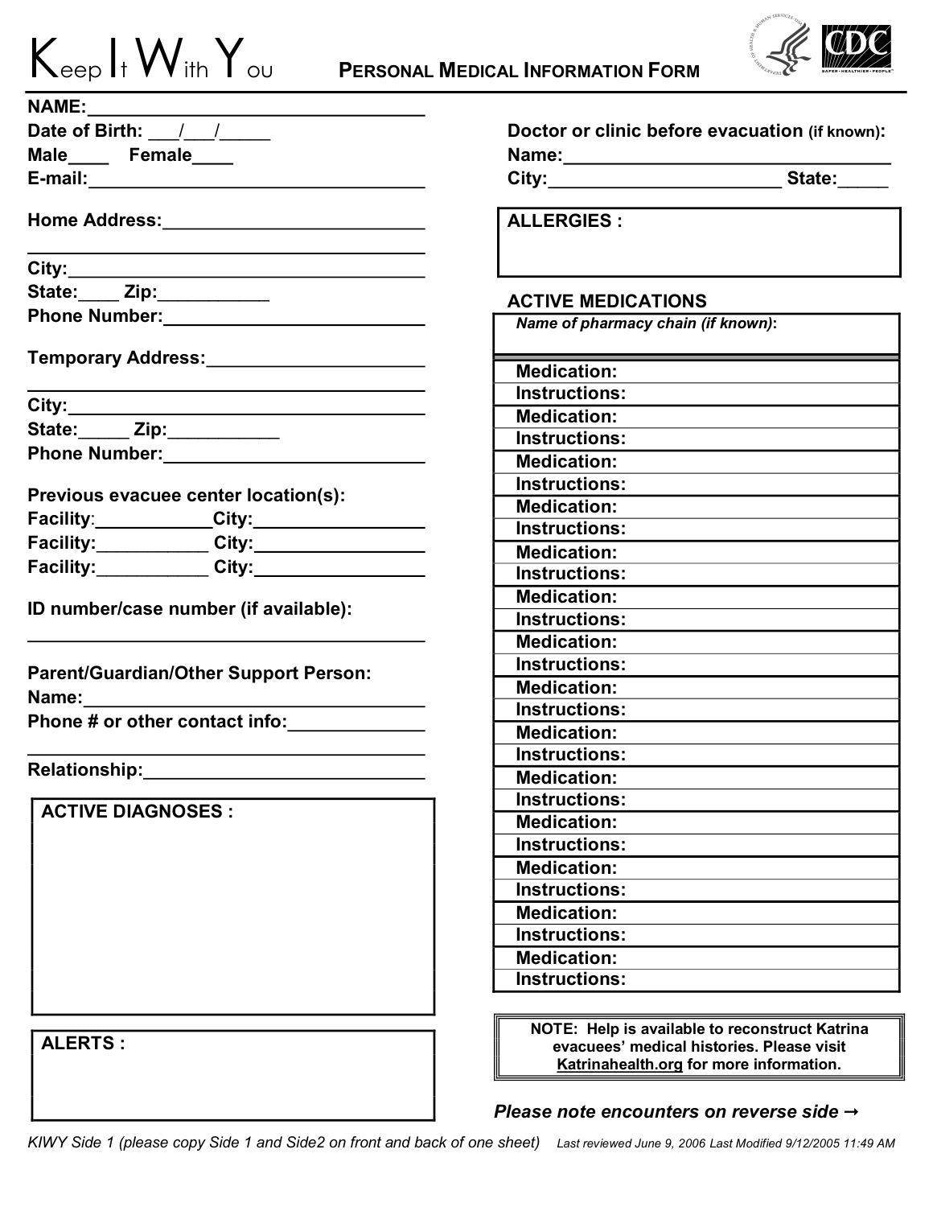# Keep It With You — PERSONAL MEDICAL INFORMATION FORM

**NAME:**_________________________________
**Date of Birth:** ___/___/_____
**Male**____ **Female**____
**E-mail:**_________________________________

**Home Address:**_________________________
_________________________________________
**City:**___________________________________
**State:**____ **Zip:**___________
**Phone Number:**_________________________

**Temporary Address:**_____________________
_________________________________________
**City:**___________________________________
**State:**_____ **Zip:**___________
**Phone Number:**_________________________

**Previous evacuee center location(s):**
**Facility:**___________**City:**________________
**Facility:**___________ **City:**________________
**Facility:**___________ **City:**________________

**ID number/case number (if available):**
_________________________________________

**Parent/Guardian/Other Support Person:**
**Name:**__________________________________
**Phone # or other contact info:**_____________
_________________________________________
**Relationship:**___________________________

**ACTIVE DIAGNOSES :**

**ALERTS :**

**Doctor or clinic before evacuation** (if known)**:**
**Name:**_________________________________
**City:**_______________________ **State:**_____

**ALLERGIES :**

**ACTIVE MEDICATIONS**

| *Name of pharmacy chain (if known)*: |
|---|
| **Medication:** |
| **Instructions:** |
| **Medication:** |
| **Instructions:** |
| **Medication:** |
| **Instructions:** |
| **Medication:** |
| **Instructions:** |
| **Medication:** |
| **Instructions:** |
| **Medication:** |
| **Instructions:** |
| **Medication:** |
| **Instructions:** |
| **Medication:** |
| **Instructions:** |
| **Medication:** |
| **Instructions:** |
| **Medication:** |
| **Instructions:** |
| **Medication:** |
| **Instructions:** |
| **Medication:** |
| **Instructions:** |
| **Medication:** |
| **Instructions:** |
| **Medication:** |
| **Instructions:** |

**NOTE: Help is available to reconstruct Katrina evacuees' medical histories. Please visit Katrinahealth.org for more information.**

***Please note encounters on reverse side →***

*KIWY Side 1 (please copy Side 1 and Side2 on front and back of one sheet)* *Last reviewed June 9, 2006 Last Modified 9/12/2005 11:49 AM*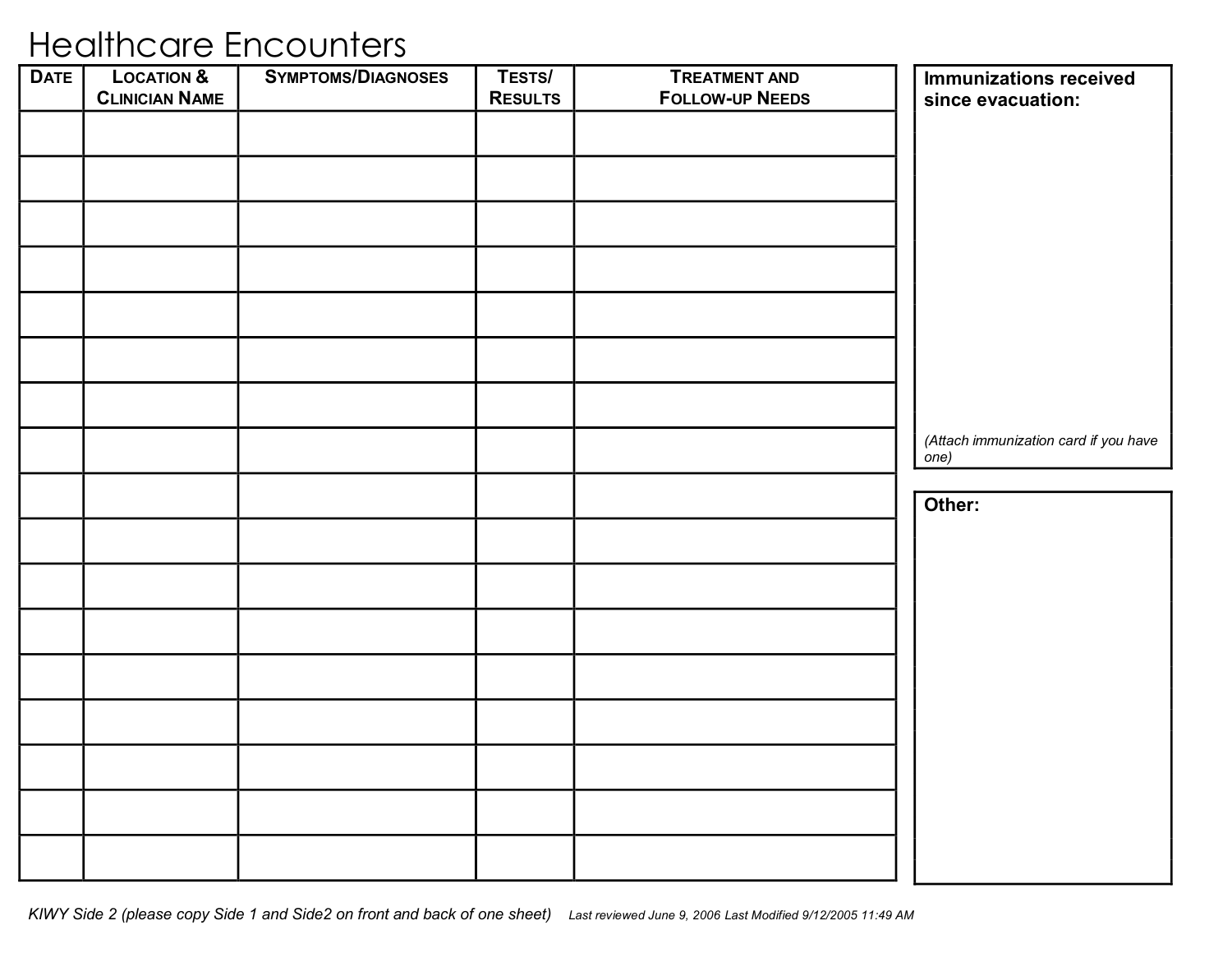# Healthcare Encounters

| Date | Location & Clinician Name | Symptoms/Diagnoses | Tests/ Results | Treatment and Follow-up Needs |
|---|---|---|---|---|
| | | | | |
| | | | | |
| | | | | |
| | | | | |
| | | | | |
| | | | | |
| | | | | |
| | | | | |
| | | | | |
| | | | | |
| | | | | |
| | | | | |
| | | | | |
| | | | | |
| | | | | |
| | | | | |
| | | | | |

**Immunizations received since evacuation:**

*(Attach immunization card if you have one)*

**Other:**

*KIWY Side 2 (please copy Side 1 and Side2 on front and back of one sheet)* *Last reviewed June 9, 2006 Last Modified 9/12/2005 11:49 AM*